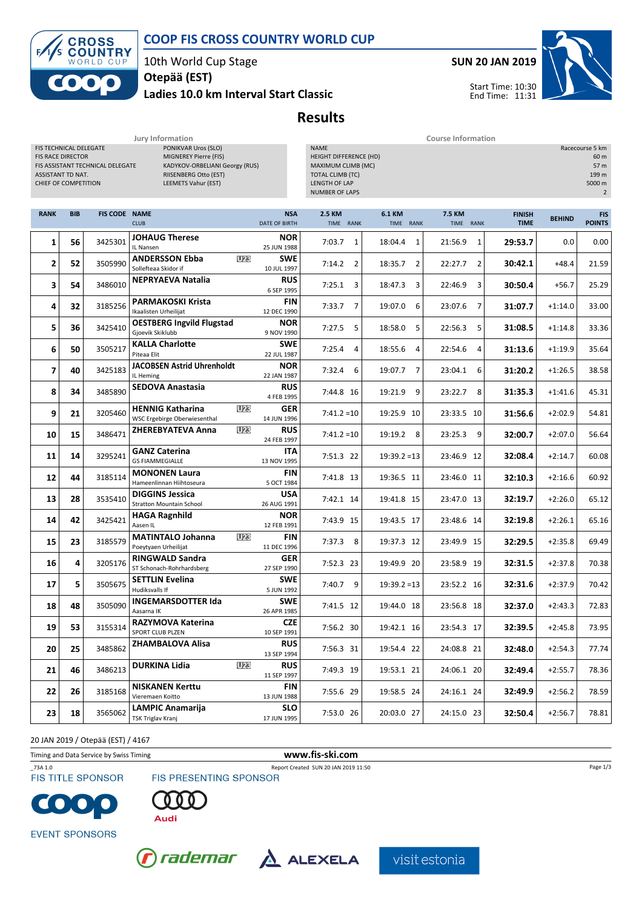# COOP FIS CROSS COUNTRY WORLD CUP

10th World Cup Stage

**Otepää (EST)**

**Ladies 10.0 km Interval Start Classic**

**SUN 20 JAN 2019**

Start Time: 10:30
End Time: 11:31

## Results

| Jury Information | |
|---|---|
| FIS TECHNICAL DELEGATE | PONIKVAR Uros (SLO) |
| FIS RACE DIRECTOR | MIGNEREY Pierre (FIS) |
| FIS ASSISTANT TECHNICAL DELEGATE | KADYKOV-ORBELIANI Georgy (RUS) |
| ASSISTANT TD NAT. | RIISENBERG Otto (EST) |
| CHIEF OF COMPETITION | LEEMETS Vahur (EST) |

| Course Information | |
|---|---|
| NAME | Racecourse 5 km |
| HEIGHT DIFFERENCE (HD) | 60 m |
| MAXIMUM CLIMB (MC) | 57 m |
| TOTAL CLIMB (TC) | 199 m |
| LENGTH OF LAP | 5000 m |
| NUMBER OF LAPS | 2 |

| RANK | BIB | FIS CODE | NAME / CLUB | | NSA / DATE OF BIRTH | 2.5 KM TIME | RANK | 6.1 KM TIME | RANK | 7.5 KM TIME | RANK | FINISH TIME | BEHIND | FIS POINTS |
|---|---|---|---|---|---|---|---|---|---|---|---|---|---|---|
| 1 | 56 | 3425301 | **JOHAUG Therese** IL Nansen | | **NOR** 25 JUN 1988 | 7:03.7 | 1 | 18:04.4 | 1 | 21:56.9 | 1 | **29:53.7** | 0.0 | 0.00 |
| 2 | 52 | 3505990 | **ANDERSSON Ebba** Sollefteaa Skidor if | U23 | **SWE** 10 JUL 1997 | 7:14.2 | 2 | 18:35.7 | 2 | 22:27.7 | 2 | **30:42.1** | +48.4 | 21.59 |
| 3 | 54 | 3486010 | **NEPRYAEVA Natalia** | | **RUS** 6 SEP 1995 | 7:25.1 | 3 | 18:47.3 | 3 | 22:46.9 | 3 | **30:50.4** | +56.7 | 25.29 |
| 4 | 32 | 3185256 | **PARMAKOSKI Krista** Ikaalisten Urheilijat | | **FIN** 12 DEC 1990 | 7:33.7 | 7 | 19:07.0 | 6 | 23:07.6 | 7 | **31:07.7** | +1:14.0 | 33.00 |
| 5 | 36 | 3425410 | **OESTBERG Ingvild Flugstad** Gjoevik Skiklubb | | **NOR** 9 NOV 1990 | 7:27.5 | 5 | 18:58.0 | 5 | 22:56.3 | 5 | **31:08.5** | +1:14.8 | 33.36 |
| 6 | 50 | 3505217 | **KALLA Charlotte** Piteaa Elit | | **SWE** 22 JUL 1987 | 7:25.4 | 4 | 18:55.6 | 4 | 22:54.6 | 4 | **31:13.6** | +1:19.9 | 35.64 |
| 7 | 40 | 3425183 | **JACOBSEN Astrid Uhrenholdt** IL Heming | | **NOR** 22 JAN 1987 | 7:32.4 | 6 | 19:07.7 | 7 | 23:04.1 | 6 | **31:20.2** | +1:26.5 | 38.58 |
| 8 | 34 | 3485890 | **SEDOVA Anastasia** | | **RUS** 4 FEB 1995 | 7:44.8 | 16 | 19:21.9 | 9 | 23:22.7 | 8 | **31:35.3** | +1:41.6 | 45.31 |
| 9 | 21 | 3205460 | **HENNIG Katharina** WSC Ergebirge Oberwiesenthal | U23 | **GER** 14 JUN 1996 | 7:41.2 | =10 | 19:25.9 | 10 | 23:33.5 | 10 | **31:56.6** | +2:02.9 | 54.81 |
| 10 | 15 | 3486471 | **ZHEREBYATEVA Anna** | U23 | **RUS** 24 FEB 1997 | 7:41.2 | =10 | 19:19.2 | 8 | 23:25.3 | 9 | **32:00.7** | +2:07.0 | 56.64 |
| 11 | 14 | 3295241 | **GANZ Caterina** GS FIAMMEGIALLE | | **ITA** 13 NOV 1995 | 7:51.3 | 22 | 19:39.2 | =13 | 23:46.9 | 12 | **32:08.4** | +2:14.7 | 60.08 |
| 12 | 44 | 3185114 | **MONONEN Laura** Hameenlinnan Hiihtoseura | | **FIN** 5 OCT 1984 | 7:41.8 | 13 | 19:36.5 | 11 | 23:46.0 | 11 | **32:10.3** | +2:16.6 | 60.92 |
| 13 | 28 | 3535410 | **DIGGINS Jessica** Stratton Mountain School | | **USA** 26 AUG 1991 | 7:42.1 | 14 | 19:41.8 | 15 | 23:47.0 | 13 | **32:19.7** | +2:26.0 | 65.12 |
| 14 | 42 | 3425421 | **HAGA Ragnhild** Aasen IL | | **NOR** 12 FEB 1991 | 7:43.9 | 15 | 19:43.5 | 17 | 23:48.6 | 14 | **32:19.8** | +2:26.1 | 65.16 |
| 15 | 23 | 3185579 | **MATINTALO Johanna** Poeytyaen Urheilijat | U23 | **FIN** 11 DEC 1996 | 7:37.3 | 8 | 19:37.3 | 12 | 23:49.9 | 15 | **32:29.5** | +2:35.8 | 69.49 |
| 16 | 4 | 3205176 | **RINGWALD Sandra** ST Schonach-Rohrhardsberg | | **GER** 27 SEP 1990 | 7:52.3 | 23 | 19:49.9 | 20 | 23:58.9 | 19 | **32:31.5** | +2:37.8 | 70.38 |
| 17 | 5 | 3505675 | **SETTLIN Evelina** Hudiksvalls If | | **SWE** 5 JUN 1992 | 7:40.7 | 9 | 19:39.2 | =13 | 23:52.2 | 16 | **32:31.6** | +2:37.9 | 70.42 |
| 18 | 48 | 3505090 | **INGEMARSDOTTER Ida** Aasarna IK | | **SWE** 26 APR 1985 | 7:41.5 | 12 | 19:44.0 | 18 | 23:56.8 | 18 | **32:37.0** | +2:43.3 | 72.83 |
| 19 | 53 | 3155314 | **RAZYMOVA Katerina** SPORT CLUB PLZEN | | **CZE** 10 SEP 1991 | 7:56.2 | 30 | 19:42.1 | 16 | 23:54.3 | 17 | **32:39.5** | +2:45.8 | 73.95 |
| 20 | 25 | 3485862 | **ZHAMBALOVA Alisa** | | **RUS** 13 SEP 1994 | 7:56.3 | 31 | 19:54.4 | 22 | 24:08.8 | 21 | **32:48.0** | +2:54.3 | 77.74 |
| 21 | 46 | 3486213 | **DURKINA Lidia** | U23 | **RUS** 11 SEP 1997 | 7:49.3 | 19 | 19:53.1 | 21 | 24:06.1 | 20 | **32:49.4** | +2:55.7 | 78.36 |
| 22 | 26 | 3185168 | **NISKANEN Kerttu** Vieremaen Koitto | | **FIN** 13 JUN 1988 | 7:55.6 | 29 | 19:58.5 | 24 | 24:16.1 | 24 | **32:49.9** | +2:56.2 | 78.59 |
| 23 | 18 | 3565062 | **LAMPIC Anamarija** TSK Triglav Kranj | | **SLO** 17 JUN 1995 | 7:53.0 | 26 | 20:03.0 | 27 | 24:15.0 | 23 | **32:50.4** | +2:56.7 | 78.81 |

20 JAN 2019 / Otepää (EST) / 4167

Timing and Data Service by Swiss Timing

www.fis-ski.com

_73A 1.0 Report Created SUN 20 JAN 2019 11:50

FIS TITLE SPONSOR

FIS PRESENTING SPONSOR

EVENT SPONSORS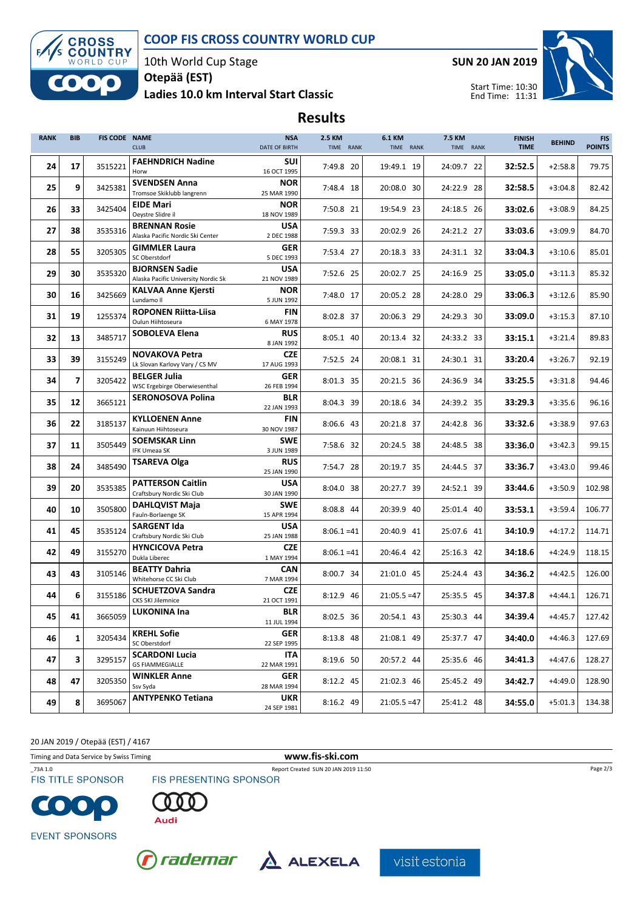# COOP FIS CROSS COUNTRY WORLD CUP

10th World Cup Stage
**Otepää (EST)**
**Ladies 10.0 km Interval Start Classic**

**SUN 20 JAN 2019**

Start Time: 10:30
End Time: 11:31

## Results

| RANK | BIB | FIS CODE | NAME / CLUB | NSA / DATE OF BIRTH | 2.5 KM TIME | 2.5 KM RANK | 6.1 KM TIME | 6.1 KM RANK | 7.5 KM TIME | 7.5 KM RANK | FINISH TIME | BEHIND | FIS POINTS |
|---|---|---|---|---|---|---|---|---|---|---|---|---|---|
| 24 | 17 | 3515221 | **FAEHNDRICH Nadine** Horw | **SUI** 16 OCT 1995 | 7:49.8 | 20 | 19:49.1 | 19 | 24:09.7 | 22 | **32:52.5** | +2:58.8 | 79.75 |
| 25 | 9 | 3425381 | **SVENDSEN Anna** Tromsoe Skiklubb langrenn | **NOR** 25 MAR 1990 | 7:48.4 | 18 | 20:08.0 | 30 | 24:22.9 | 28 | **32:58.5** | +3:04.8 | 82.42 |
| 26 | 33 | 3425404 | **EIDE Mari** Oeystre Slidre il | **NOR** 18 NOV 1989 | 7:50.8 | 21 | 19:54.9 | 23 | 24:18.5 | 26 | **33:02.6** | +3:08.9 | 84.25 |
| 27 | 38 | 3535316 | **BRENNAN Rosie** Alaska Pacific Nordic Ski Center | **USA** 2 DEC 1988 | 7:59.3 | 33 | 20:02.9 | 26 | 24:21.2 | 27 | **33:03.6** | +3:09.9 | 84.70 |
| 28 | 55 | 3205305 | **GIMMLER Laura** SC Oberstdorf | **GER** 5 DEC 1993 | 7:53.4 | 27 | 20:18.3 | 33 | 24:31.1 | 32 | **33:04.3** | +3:10.6 | 85.01 |
| 29 | 30 | 3535320 | **BJORNSEN Sadie** Alaska Pacific University Nordic Sk | **USA** 21 NOV 1989 | 7:52.6 | 25 | 20:02.7 | 25 | 24:16.9 | 25 | **33:05.0** | +3:11.3 | 85.32 |
| 30 | 16 | 3425669 | **KALVAA Anne Kjersti** Lundamo Il | **NOR** 5 JUN 1992 | 7:48.0 | 17 | 20:05.2 | 28 | 24:28.0 | 29 | **33:06.3** | +3:12.6 | 85.90 |
| 31 | 19 | 1255374 | **ROPONEN Riitta-Liisa** Oulun Hiihtoseura | **FIN** 6 MAY 1978 | 8:02.8 | 37 | 20:06.3 | 29 | 24:29.3 | 30 | **33:09.0** | +3:15.3 | 87.10 |
| 32 | 13 | 3485717 | **SOBOLEVA Elena** | **RUS** 8 JAN 1992 | 8:05.1 | 40 | 20:13.4 | 32 | 24:33.2 | 33 | **33:15.1** | +3:21.4 | 89.83 |
| 33 | 39 | 3155249 | **NOVAKOVA Petra** Lk Slovan Karlovy Vary / CS MV | **CZE** 17 AUG 1993 | 7:52.5 | 24 | 20:08.1 | 31 | 24:30.1 | 31 | **33:20.4** | +3:26.7 | 92.19 |
| 34 | 7 | 3205422 | **BELGER Julia** WSC Ergebirge Oberwiesenthal | **GER** 26 FEB 1994 | 8:01.3 | 35 | 20:21.5 | 36 | 24:36.9 | 34 | **33:25.5** | +3:31.8 | 94.46 |
| 35 | 12 | 3665121 | **SERONOSOVA Polina** | **BLR** 22 JAN 1993 | 8:04.3 | 39 | 20:18.6 | 34 | 24:39.2 | 35 | **33:29.3** | +3:35.6 | 96.16 |
| 36 | 22 | 3185137 | **KYLLOENEN Anne** Kainuun Hiihtoseura | **FIN** 30 NOV 1987 | 8:06.6 | 43 | 20:21.8 | 37 | 24:42.8 | 36 | **33:32.6** | +3:38.9 | 97.63 |
| 37 | 11 | 3505449 | **SOEMSKAR Linn** IFK Umeaa SK | **SWE** 3 JUN 1989 | 7:58.6 | 32 | 20:24.5 | 38 | 24:48.5 | 38 | **33:36.0** | +3:42.3 | 99.15 |
| 38 | 24 | 3485490 | **TSAREVA Olga** | **RUS** 25 JAN 1990 | 7:54.7 | 28 | 20:19.7 | 35 | 24:44.5 | 37 | **33:36.7** | +3:43.0 | 99.46 |
| 39 | 20 | 3535385 | **PATTERSON Caitlin** Craftsbury Nordic Ski Club | **USA** 30 JAN 1990 | 8:04.0 | 38 | 20:27.7 | 39 | 24:52.1 | 39 | **33:44.6** | +3:50.9 | 102.98 |
| 40 | 10 | 3505800 | **DAHLQVIST Maja** Fauln-Borlaenge SK | **SWE** 15 APR 1994 | 8:08.8 | 44 | 20:39.9 | 40 | 25:01.4 | 40 | **33:53.1** | +3:59.4 | 106.77 |
| 41 | 45 | 3535124 | **SARGENT Ida** Craftsbury Nordic Ski Club | **USA** 25 JAN 1988 | 8:06.1 | =41 | 20:40.9 | 41 | 25:07.6 | 41 | **34:10.9** | +4:17.2 | 114.71 |
| 42 | 49 | 3155270 | **HYNCICOVA Petra** Dukla Liberec | **CZE** 1 MAY 1994 | 8:06.1 | =41 | 20:46.4 | 42 | 25:16.3 | 42 | **34:18.6** | +4:24.9 | 118.15 |
| 43 | 43 | 3105146 | **BEATTY Dahria** Whitehorse CC Ski Club | **CAN** 7 MAR 1994 | 8:00.7 | 34 | 21:01.0 | 45 | 25:24.4 | 43 | **34:36.2** | +4:42.5 | 126.00 |
| 44 | 6 | 3155186 | **SCHUETZOVA Sandra** CKS SKI Jilemnice | **CZE** 21 OCT 1991 | 8:12.9 | 46 | 21:05.5 | =47 | 25:35.5 | 45 | **34:37.8** | +4:44.1 | 126.71 |
| 45 | 41 | 3665059 | **LUKONINA Ina** | **BLR** 11 JUL 1994 | 8:02.5 | 36 | 20:54.1 | 43 | 25:30.3 | 44 | **34:39.4** | +4:45.7 | 127.42 |
| 46 | 1 | 3205434 | **KREHL Sofie** SC Oberstdorf | **GER** 22 SEP 1995 | 8:13.8 | 48 | 21:08.1 | 49 | 25:37.7 | 47 | **34:40.0** | +4:46.3 | 127.69 |
| 47 | 3 | 3295157 | **SCARDONI Lucia** GS FIAMMEGIALLE | **ITA** 22 MAR 1991 | 8:19.6 | 50 | 20:57.2 | 44 | 25:35.6 | 46 | **34:41.3** | +4:47.6 | 128.27 |
| 48 | 47 | 3205350 | **WINKLER Anne** Ssv Syda | **GER** 28 MAR 1994 | 8:12.2 | 45 | 21:02.3 | 46 | 25:45.2 | 49 | **34:42.7** | +4:49.0 | 128.90 |
| 49 | 8 | 3695067 | **ANTYPENKO Tetiana** | **UKR** 24 SEP 1981 | 8:16.2 | 49 | 21:05.5 | =47 | 25:41.2 | 48 | **34:55.0** | +5:01.3 | 134.38 |

20 JAN 2019 / Otepää (EST) / 4167

Timing and Data Service by Swiss Timing — www.fis-ski.com

_73A 1.0 — Report Created SUN 20 JAN 2019 11:50

FIS TITLE SPONSOR: COOP — FIS PRESENTING SPONSOR: Audi

EVENT SPONSORS: rademar, ALEXELA, visit estonia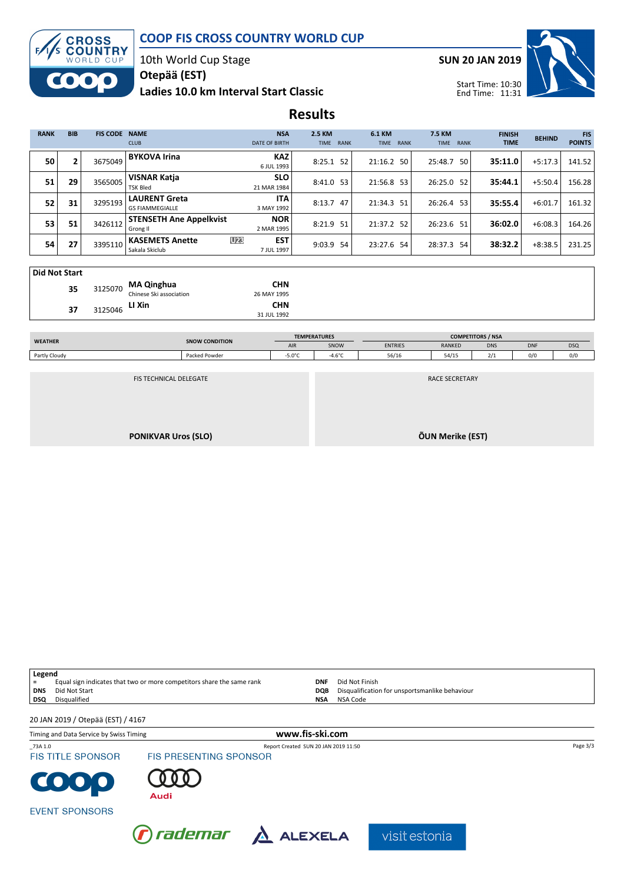# COOP FIS CROSS COUNTRY WORLD CUP

10th World Cup Stage

**Otepää (EST)**

**Ladies 10.0 km Interval Start Classic**

**SUN 20 JAN 2019**

Start Time: 10:30
End Time: 11:31

## Results

| RANK | BIB | FIS CODE | NAME / CLUB | NSA / DATE OF BIRTH | 2.5 KM TIME | RANK | 6.1 KM TIME | RANK | 7.5 KM TIME | RANK | FINISH TIME | BEHIND | FIS POINTS |
|---|---|---|---|---|---|---|---|---|---|---|---|---|---|
| 50 | 2 | 3675049 | **BYKOVA Irina** | **KAZ** 6 JUL 1993 | 8:25.1 | 52 | 21:16.2 | 50 | 25:48.7 | 50 | **35:11.0** | +5:17.3 | 141.52 |
| 51 | 29 | 3565005 | **VISNAR Katja** TSK Bled | **SLO** 21 MAR 1984 | 8:41.0 | 53 | 21:56.8 | 53 | 26:25.0 | 52 | **35:44.1** | +5:50.4 | 156.28 |
| 52 | 31 | 3295193 | **LAURENT Greta** GS FIAMMEGIALLE | **ITA** 3 MAY 1992 | 8:13.7 | 47 | 21:34.3 | 51 | 26:26.4 | 53 | **35:55.4** | +6:01.7 | 161.32 |
| 53 | 51 | 3426112 | **STENSETH Ane Appelkvist** Grong Il | **NOR** 2 MAR 1995 | 8:21.9 | 51 | 21:37.2 | 52 | 26:23.6 | 51 | **36:02.0** | +6:08.3 | 164.26 |
| 54 | 27 | 3395110 | **KASEMETS Anette** U23 Sakala Skiclub | **EST** 7 JUL 1997 | 9:03.9 | 54 | 23:27.6 | 54 | 28:37.3 | 54 | **38:32.2** | +8:38.5 | 231.25 |

**Did Not Start**

| BIB | FIS CODE | NAME / CLUB | NSA / DATE OF BIRTH |
|---|---|---|---|
| 35 | 3125070 | **MA Qinghua** Chinese Ski association | **CHN** 26 MAY 1995 |
| 37 | 3125046 | **LI Xin** | **CHN** 31 JUL 1992 |

| WEATHER | SNOW CONDITION | TEMPERATURES | | COMPETITORS / NSA | | | | |
|---|---|---|---|---|---|---|---|---|
| | | AIR | SNOW | ENTRIES | RANKED | DNS | DNF | DSQ |
| Partly Cloudy | Packed Powder | -5.0°C | -4.6°C | 56/16 | 54/15 | 2/1 | 0/0 | 0/0 |

| FIS TECHNICAL DELEGATE | RACE SECRETARY |
|---|---|
| **PONIKVAR Uros (SLO)** | **ÕUN Merike (EST)** |

**Legend**

- **=** Equal sign indicates that two or more competitors share the same rank
- **DNS** Did Not Start
- **DSQ** Disqualified
- **DNF** Did Not Finish
- **DQB** Disqualification for unsportsmanlike behaviour
- **NSA** NSA Code

20 JAN 2019 / Otepää (EST) / 4167

Timing and Data Service by Swiss Timing

www.fis-ski.com

_73A 1.0 Report Created SUN 20 JAN 2019 11:50

FIS TITLE SPONSOR

FIS PRESENTING SPONSOR

EVENT SPONSORS